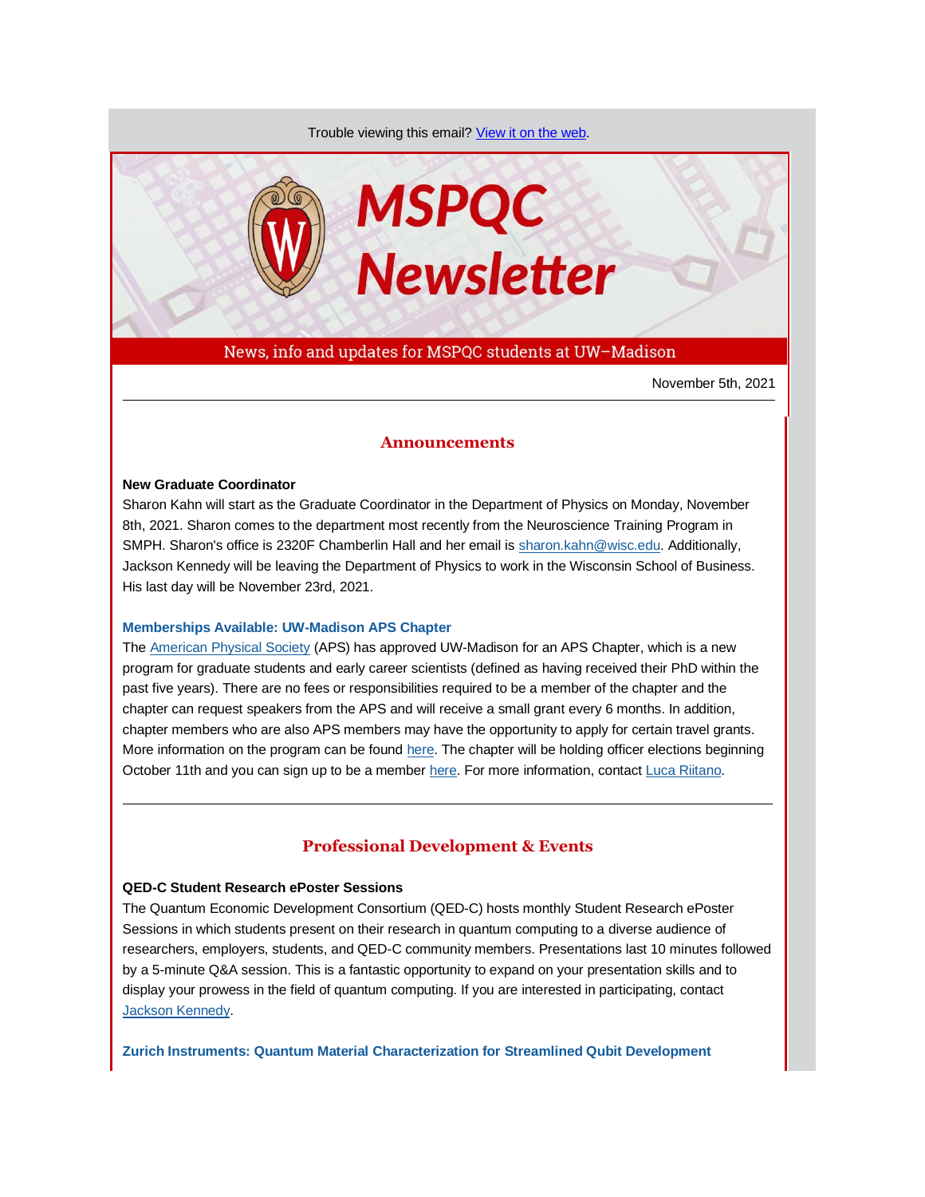Trouble viewing this email? View it on the web.

# MSPQC Newsletter

News, info and updates for MSPQC students at UW–Madison

November 5th, 2021

---

## Announcements

**New Graduate Coordinator**

Sharon Kahn will start as the Graduate Coordinator in the Department of Physics on Monday, November 8th, 2021. Sharon comes to the department most recently from the Neuroscience Training Program in SMPH. Sharon's office is 2320F Chamberlin Hall and her email is sharon.kahn@wisc.edu. Additionally, Jackson Kennedy will be leaving the Department of Physics to work in the Wisconsin School of Business. His last day will be November 23rd, 2021.

**Memberships Available: UW-Madison APS Chapter**

The American Physical Society (APS) has approved UW-Madison for an APS Chapter, which is a new program for graduate students and early career scientists (defined as having received their PhD within the past five years). There are no fees or responsibilities required to be a member of the chapter and the chapter can request speakers from the APS and will receive a small grant every 6 months. In addition, chapter members who are also APS members may have the opportunity to apply for certain travel grants. More information on the program can be found here. The chapter will be holding officer elections beginning October 11th and you can sign up to be a member here. For more information, contact Luca Riitano.

---

## Professional Development & Events

**QED-C Student Research ePoster Sessions**

The Quantum Economic Development Consortium (QED-C) hosts monthly Student Research ePoster Sessions in which students present on their research in quantum computing to a diverse audience of researchers, employers, students, and QED-C community members. Presentations last 10 minutes followed by a 5-minute Q&A session. This is a fantastic opportunity to expand on your presentation skills and to display your prowess in the field of quantum computing. If you are interested in participating, contact Jackson Kennedy.

**Zurich Instruments: Quantum Material Characterization for Streamlined Qubit Development**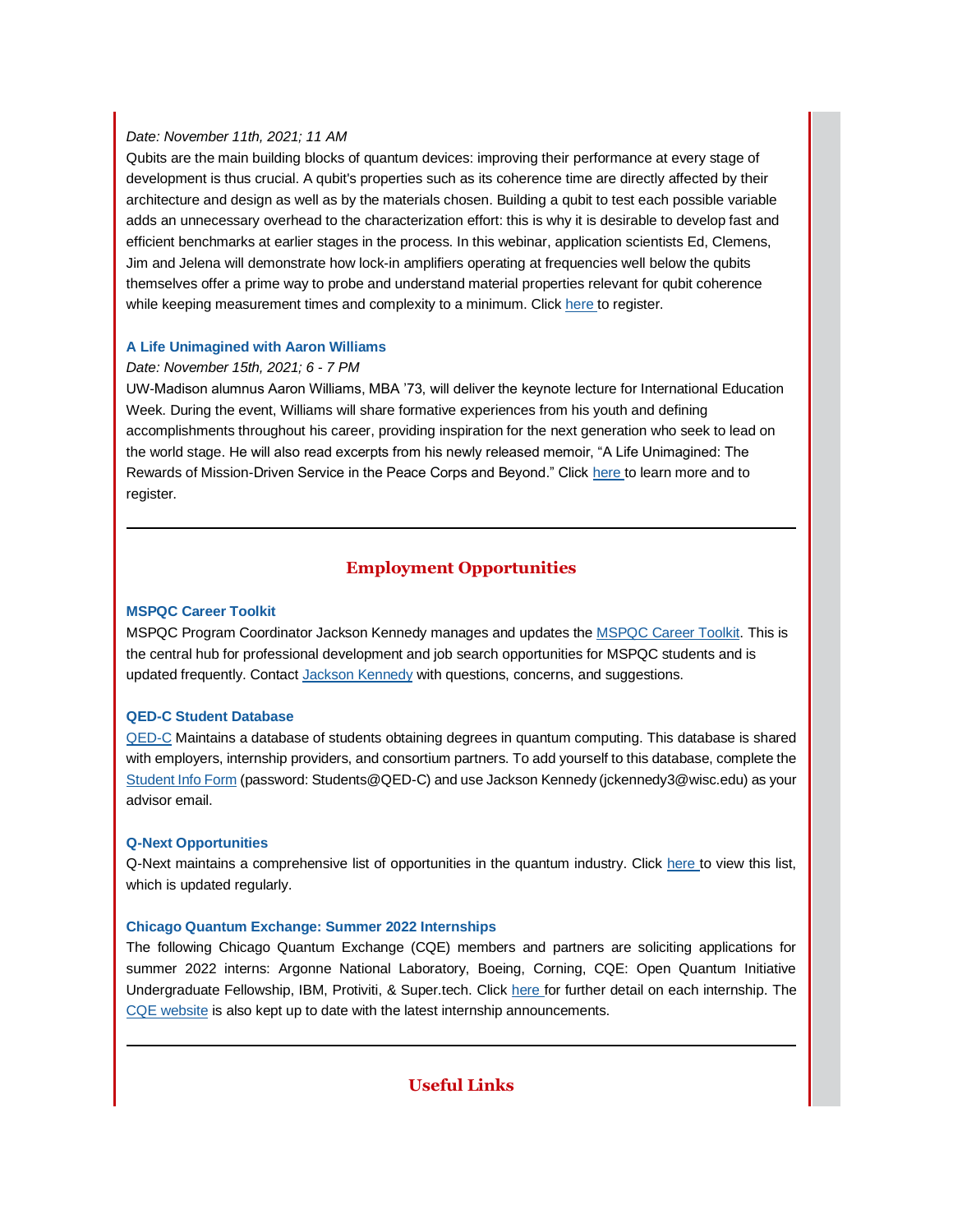*Date: November 11th, 2021; 11 AM*

Qubits are the main building blocks of quantum devices: improving their performance at every stage of development is thus crucial. A qubit's properties such as its coherence time are directly affected by their architecture and design as well as by the materials chosen. Building a qubit to test each possible variable adds an unnecessary overhead to the characterization effort: this is why it is desirable to develop fast and efficient benchmarks at earlier stages in the process. In this webinar, application scientists Ed, Clemens, Jim and Jelena will demonstrate how lock-in amplifiers operating at frequencies well below the qubits themselves offer a prime way to probe and understand material properties relevant for qubit coherence while keeping measurement times and complexity to a minimum. Click here to register.

**A Life Unimagined with Aaron Williams**

*Date: November 15th, 2021; 6 - 7 PM*

UW-Madison alumnus Aaron Williams, MBA '73, will deliver the keynote lecture for International Education Week. During the event, Williams will share formative experiences from his youth and defining accomplishments throughout his career, providing inspiration for the next generation who seek to lead on the world stage. He will also read excerpts from his newly released memoir, "A Life Unimagined: The Rewards of Mission-Driven Service in the Peace Corps and Beyond." Click here to learn more and to register.

---

## Employment Opportunities

**MSPQC Career Toolkit**

MSPQC Program Coordinator Jackson Kennedy manages and updates the MSPQC Career Toolkit. This is the central hub for professional development and job search opportunities for MSPQC students and is updated frequently. Contact Jackson Kennedy with questions, concerns, and suggestions.

**QED-C Student Database**

QED-C Maintains a database of students obtaining degrees in quantum computing. This database is shared with employers, internship providers, and consortium partners. To add yourself to this database, complete the Student Info Form (password: Students@QED-C) and use Jackson Kennedy (jckennedy3@wisc.edu) as your advisor email.

**Q-Next Opportunities**

Q-Next maintains a comprehensive list of opportunities in the quantum industry. Click here to view this list, which is updated regularly.

**Chicago Quantum Exchange: Summer 2022 Internships**

The following Chicago Quantum Exchange (CQE) members and partners are soliciting applications for summer 2022 interns: Argonne National Laboratory, Boeing, Corning, CQE: Open Quantum Initiative Undergraduate Fellowship, IBM, Protiviti, & Super.tech. Click here for further detail on each internship. The CQE website is also kept up to date with the latest internship announcements.

---

## Useful Links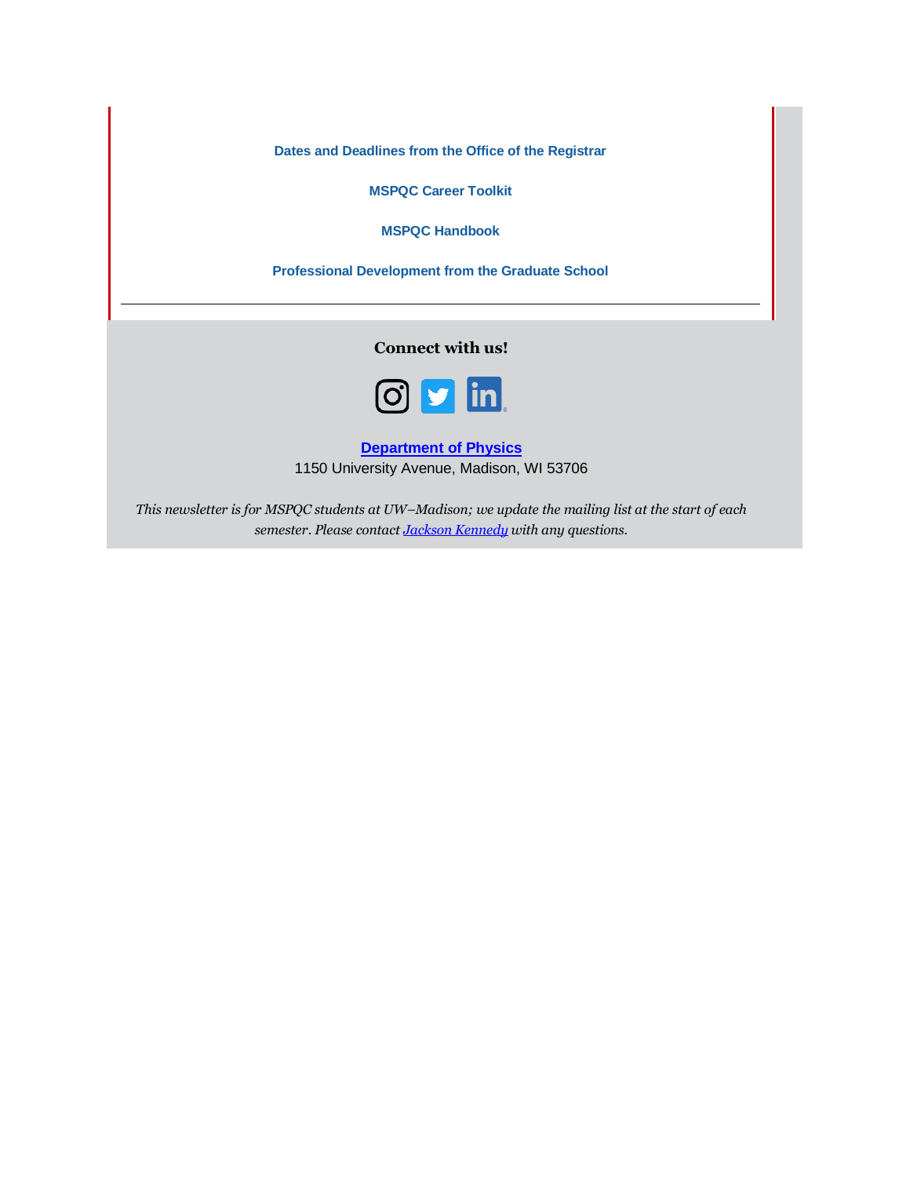**Dates and Deadlines from the Office of the Registrar**

**MSPQC Career Toolkit**

**MSPQC Handbook**

**Professional Development from the Graduate School**

---

**Connect with us!**

**Department of Physics**
1150 University Avenue, Madison, WI 53706

*This newsletter is for MSPQC students at UW–Madison; we update the mailing list at the start of each semester. Please contact Jackson Kennedy with any questions.*